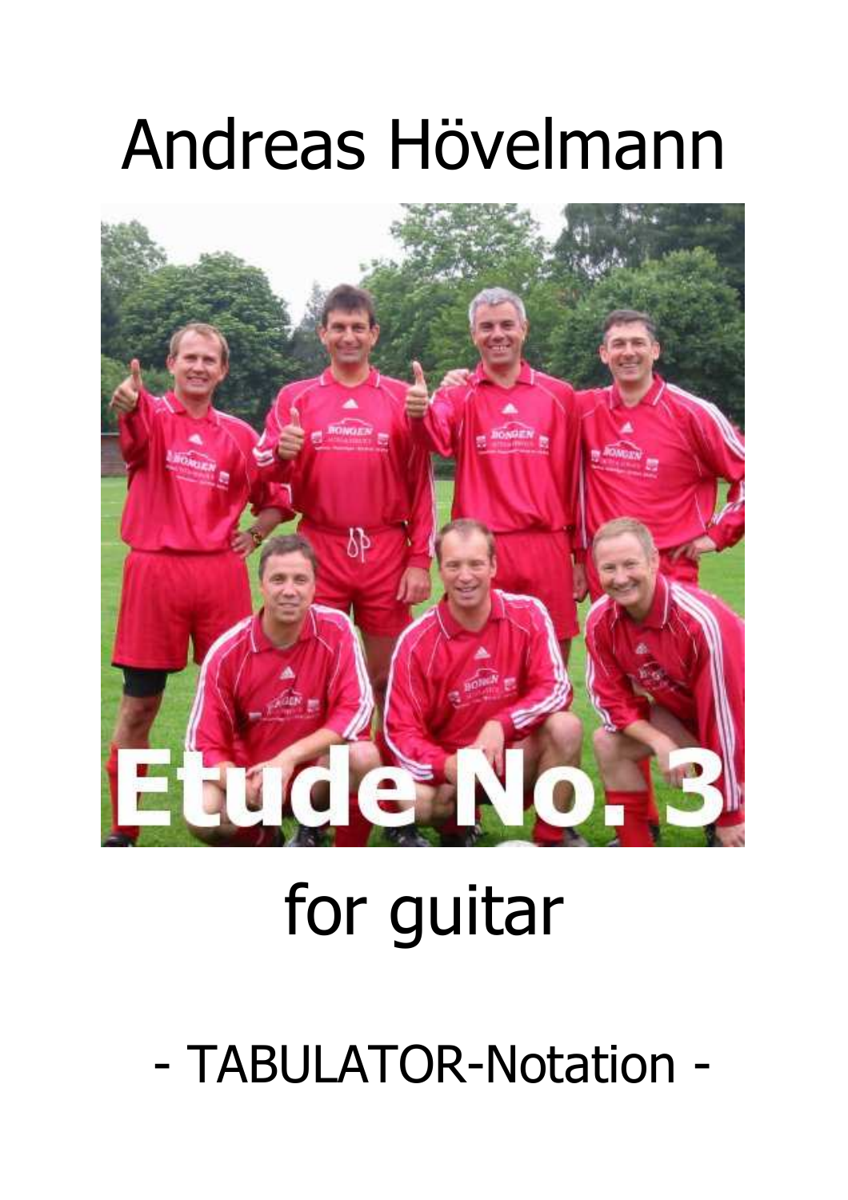# Andreas Hövelmann

# Etude No. 3

# for guitar

## - TABULATOR-Notation -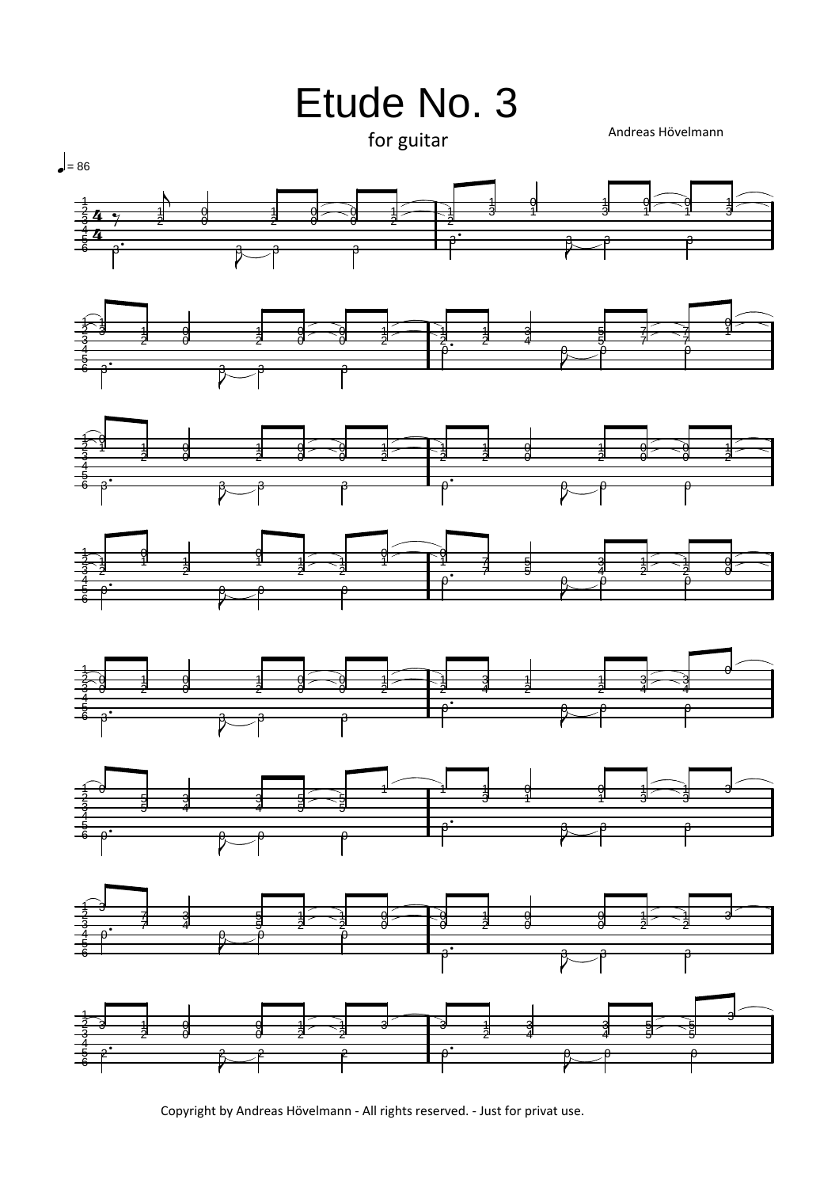# Etude No. 3

for guitar

Andreas Hövelmann

♩= 86

Copyright by Andreas Hövelmann - All rights reserved. - Just for privat use.